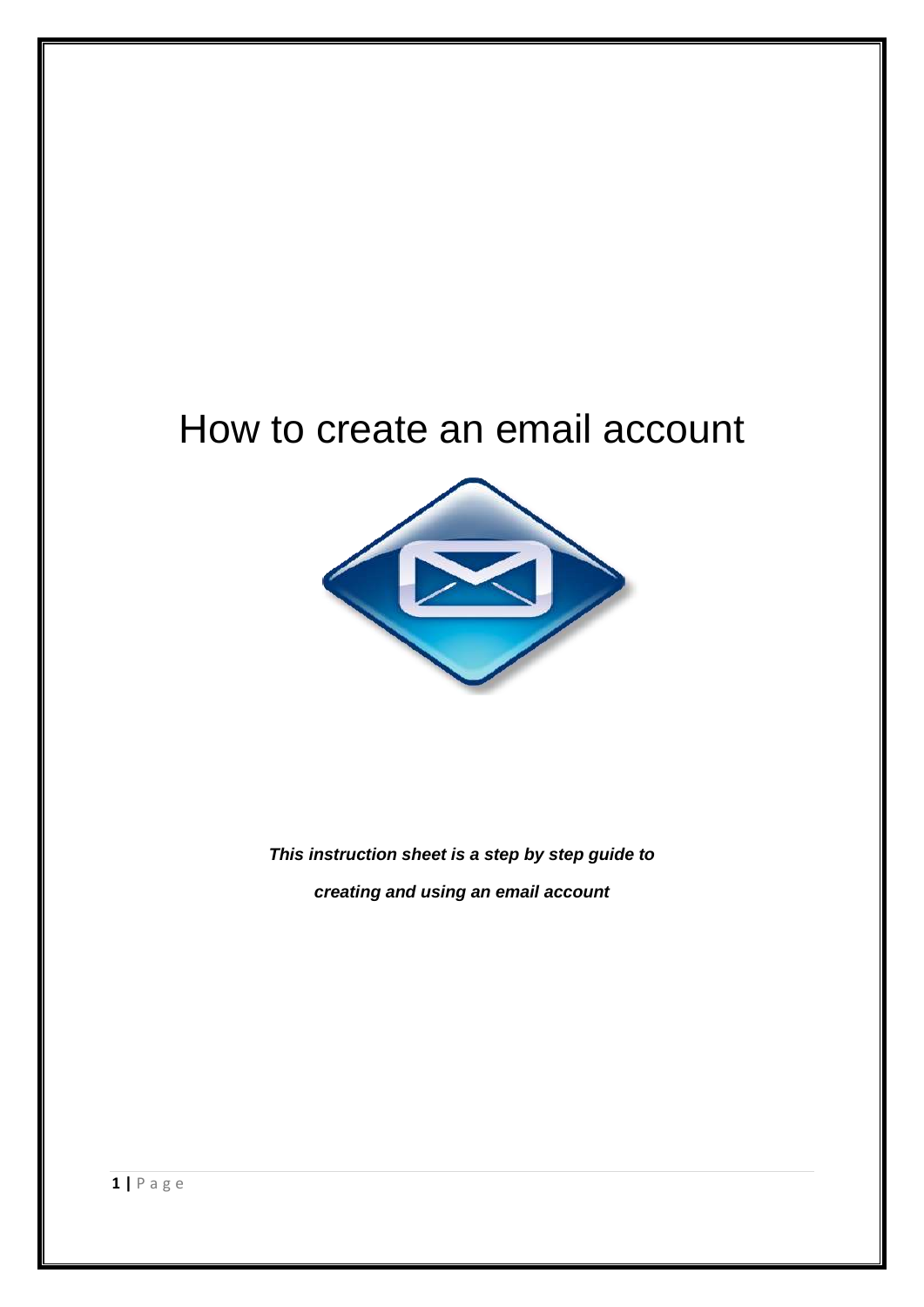# How to create an email account

***This instruction sheet is a step by step guide to creating and using an email account***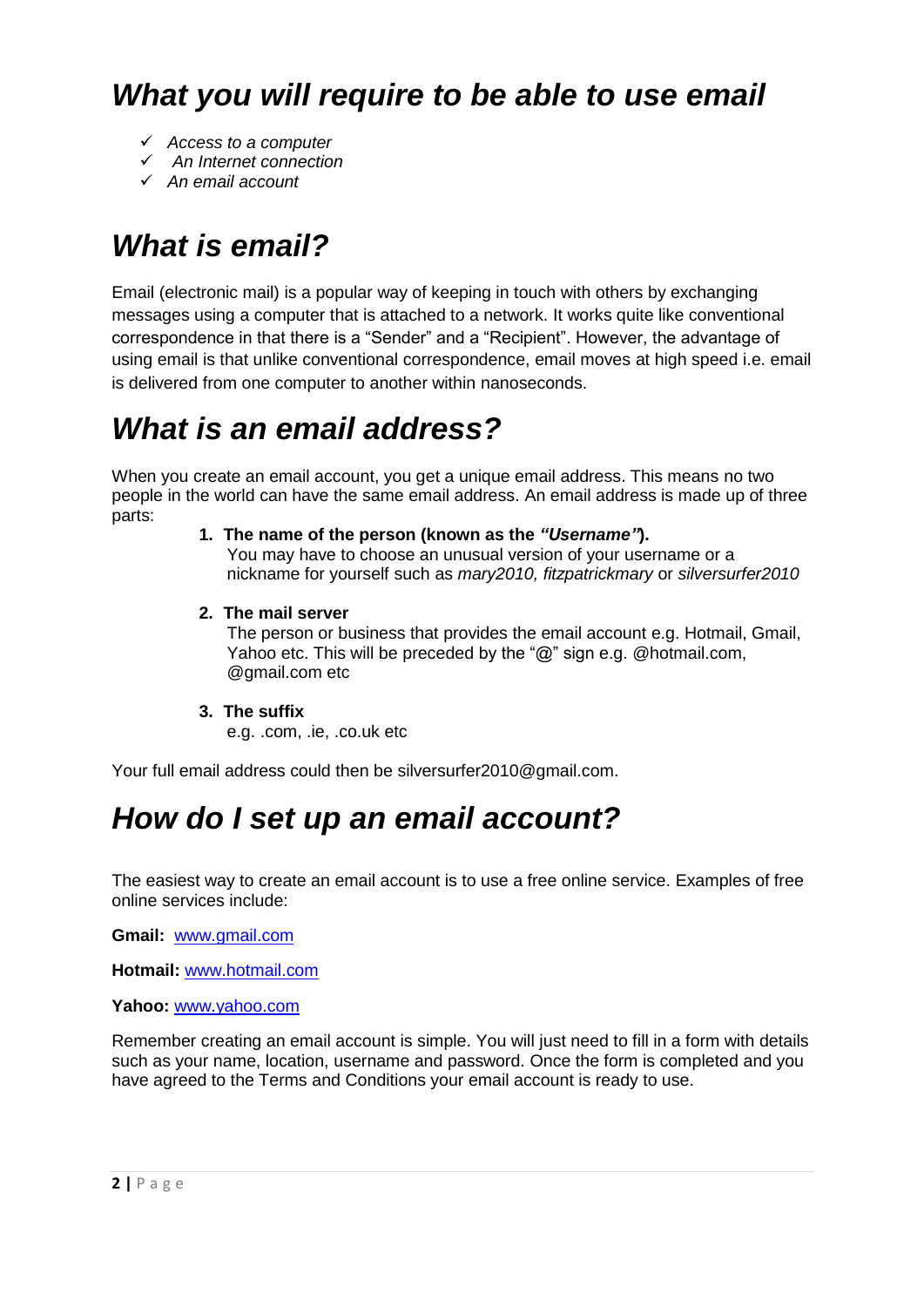## *What you will require to be able to use email*

- ✓ *Access to a computer*
- ✓ *An Internet connection*
- ✓ *An email account*

## *What is email?*

Email (electronic mail) is a popular way of keeping in touch with others by exchanging messages using a computer that is attached to a network. It works quite like conventional correspondence in that there is a "Sender" and a "Recipient". However, the advantage of using email is that unlike conventional correspondence, email moves at high speed i.e. email is delivered from one computer to another within nanoseconds.

## *What is an email address?*

When you create an email account, you get a unique email address. This means no two people in the world can have the same email address. An email address is made up of three parts:

1. **The name of the person (known as the *"Username"*).**
   You may have to choose an unusual version of your username or a nickname for yourself such as *mary2010, fitzpatrickmary* or *silversurfer2010*

2. **The mail server**
   The person or business that provides the email account e.g. Hotmail, Gmail, Yahoo etc. This will be preceded by the "@" sign e.g. @hotmail.com, @gmail.com etc

3. **The suffix**
   e.g. .com, .ie, .co.uk etc

Your full email address could then be silversurfer2010@gmail.com.

## *How do I set up an email account?*

The easiest way to create an email account is to use a free online service. Examples of free online services include:

**Gmail:** [www.gmail.com](www.gmail.com)

**Hotmail:** [www.hotmail.com](www.hotmail.com)

**Yahoo:** [www.yahoo.com](www.yahoo.com)

Remember creating an email account is simple. You will just need to fill in a form with details such as your name, location, username and password. Once the form is completed and you have agreed to the Terms and Conditions your email account is ready to use.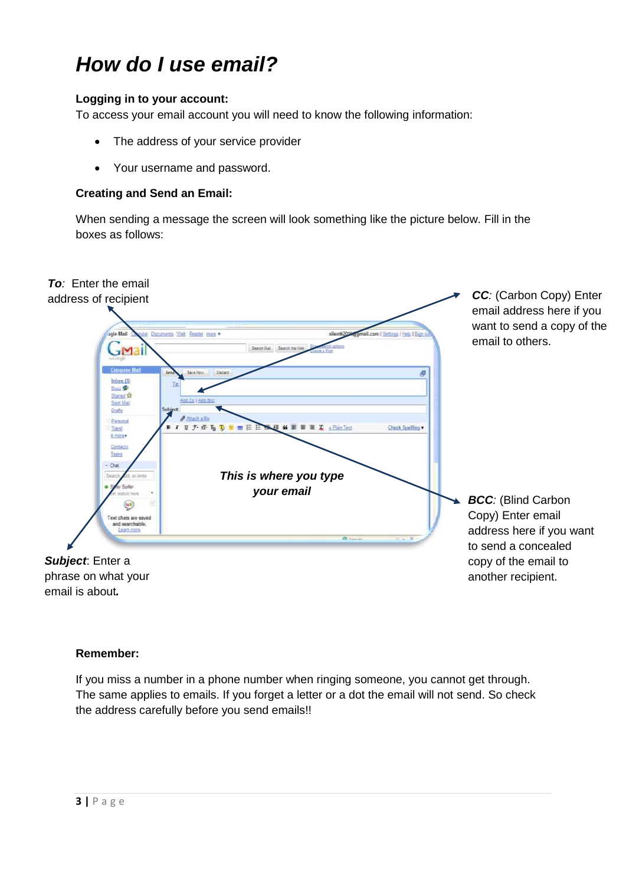# *How do I use email?*

**Logging in to your account:**

To access your email account you will need to know the following information:

- The address of your service provider
- Your username and password.

**Creating and Send an Email:**

When sending a message the screen will look something like the picture below. Fill in the boxes as follows:

***To**:* Enter the email address of recipient

***CC**:* (Carbon Copy) Enter email address here if you want to send a copy of the email to others.

***This is where you type your email***

***BCC**:* (Blind Carbon Copy) Enter email address here if you want to send a concealed copy of the email to another recipient.

***Subject**:* Enter a phrase on what your email is about.

**Remember:**

If you miss a number in a phone number when ringing someone, you cannot get through. The same applies to emails. If you forget a letter or a dot the email will not send. So check the address carefully before you send emails!!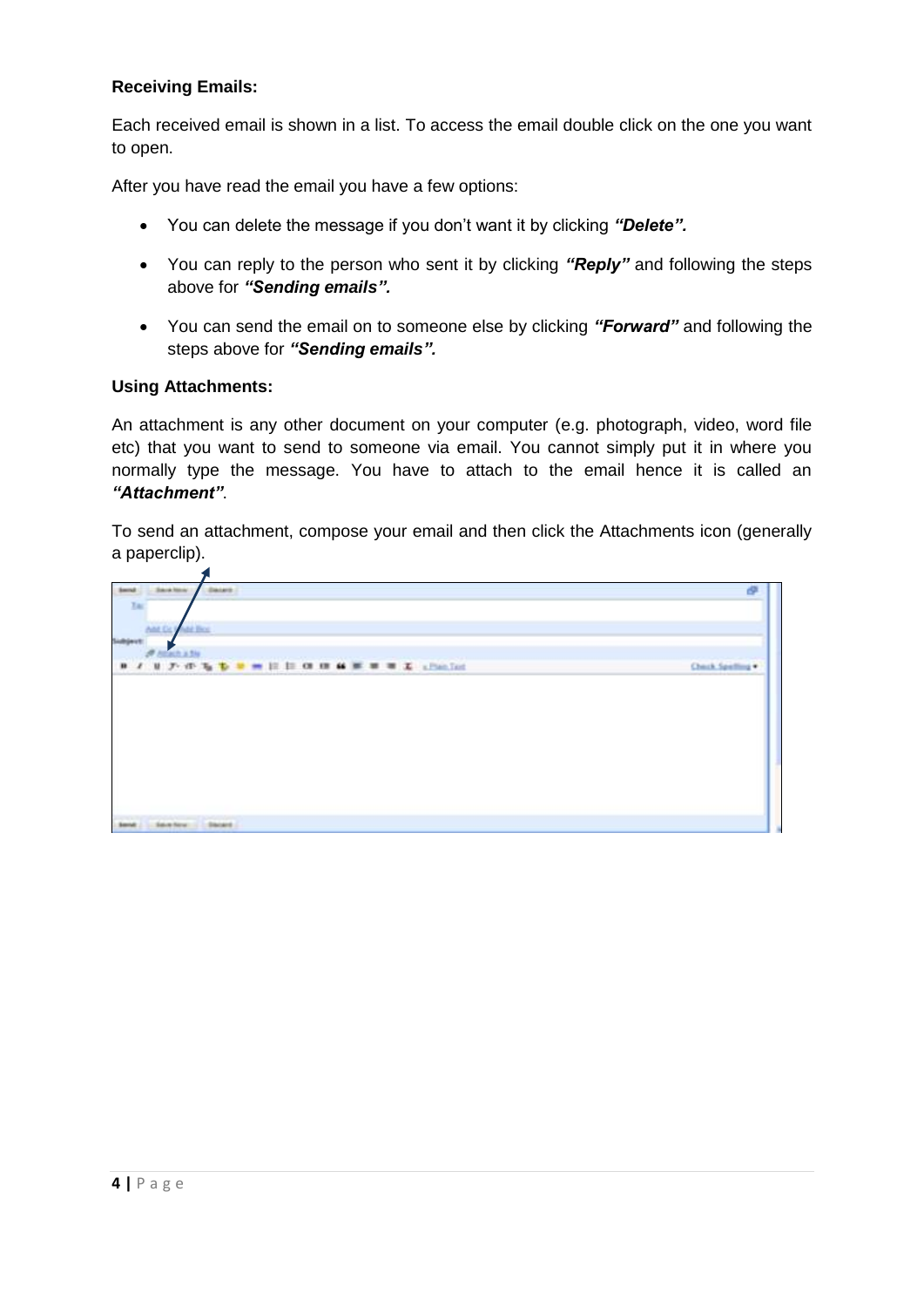**Receiving Emails:**

Each received email is shown in a list. To access the email double click on the one you want to open.

After you have read the email you have a few options:

- You can delete the message if you don't want it by clicking ***"Delete".***
- You can reply to the person who sent it by clicking ***"Reply"*** and following the steps above for ***"Sending emails".***
- You can send the email on to someone else by clicking ***"Forward"*** and following the steps above for ***"Sending emails".***

**Using Attachments:**

An attachment is any other document on your computer (e.g. photograph, video, word file etc) that you want to send to someone via email. You cannot simply put it in where you normally type the message. You have to attach to the email hence it is called an ***"Attachment"***.

To send an attachment, compose your email and then click the Attachments icon (generally a paperclip).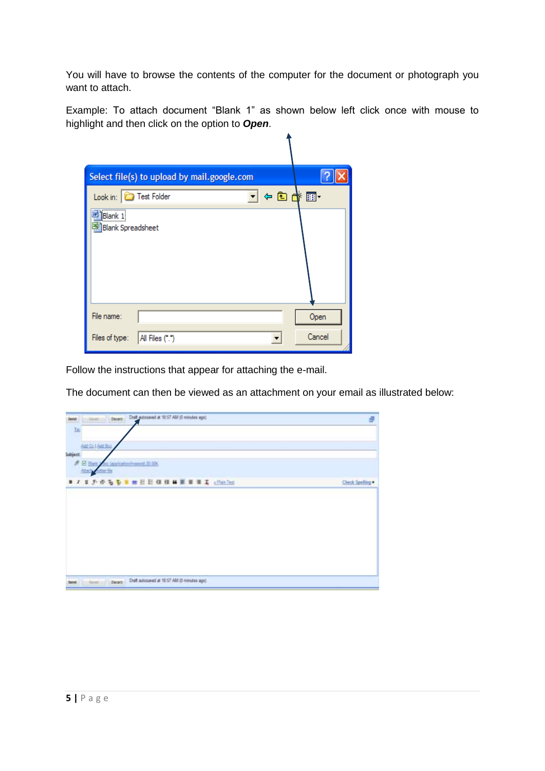You will have to browse the contents of the computer for the document or photograph you want to attach.

Example: To attach document "Blank 1" as shown below left click once with mouse to highlight and then click on the option to ***Open***.

Follow the instructions that appear for attaching the e-mail.

The document can then be viewed as an attachment on your email as illustrated below: